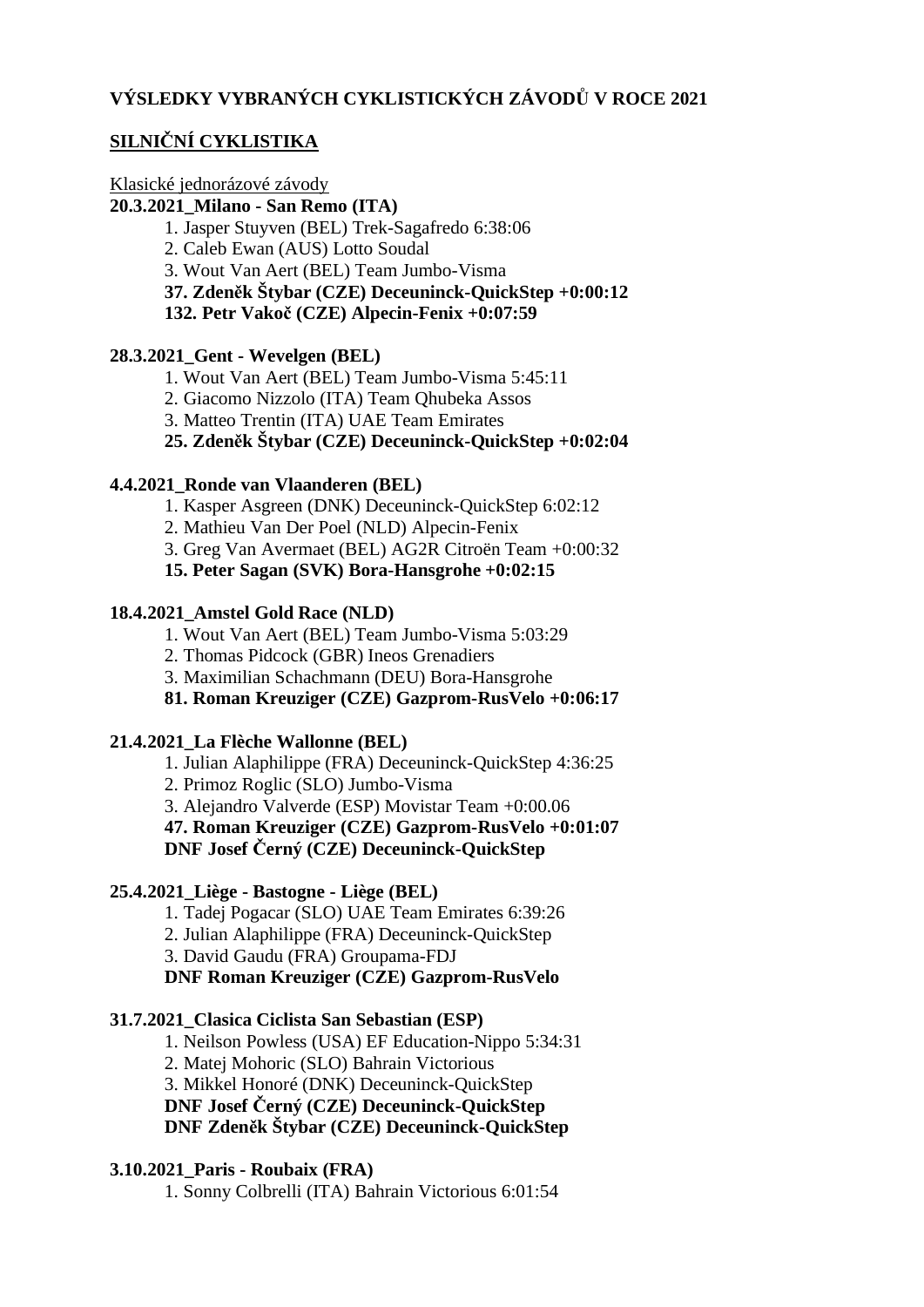**VÝSLEDKY VYBRANÝCH CYKLISTICKÝCH ZÁVODŮ V ROCE 2021**

**SILNIČNÍ CYKLISTIKA**

Klasické jednorázové závody

**20.3.2021_Milano - San Remo (ITA)**

1. Jasper Stuyven (BEL) Trek-Sagafredo 6:38:06
2. Caleb Ewan (AUS) Lotto Soudal
3. Wout Van Aert (BEL) Team Jumbo-Visma

**37. Zdeněk Štybar (CZE) Deceuninck-QuickStep +0:00:12**
**132. Petr Vakoč (CZE) Alpecin-Fenix +0:07:59**

**28.3.2021_Gent - Wevelgen (BEL)**

1. Wout Van Aert (BEL) Team Jumbo-Visma 5:45:11
2. Giacomo Nizzolo (ITA) Team Qhubeka Assos
3. Matteo Trentin (ITA) UAE Team Emirates

**25. Zdeněk Štybar (CZE) Deceuninck-QuickStep +0:02:04**

**4.4.2021_Ronde van Vlaanderen (BEL)**

1. Kasper Asgreen (DNK) Deceuninck-QuickStep 6:02:12
2. Mathieu Van Der Poel (NLD) Alpecin-Fenix
3. Greg Van Avermaet (BEL) AG2R Citroën Team +0:00:32

**15. Peter Sagan (SVK) Bora-Hansgrohe +0:02:15**

**18.4.2021_Amstel Gold Race (NLD)**

1. Wout Van Aert (BEL) Team Jumbo-Visma 5:03:29
2. Thomas Pidcock (GBR) Ineos Grenadiers
3. Maximilian Schachmann (DEU) Bora-Hansgrohe

**81. Roman Kreuziger (CZE) Gazprom-RusVelo +0:06:17**

**21.4.2021_La Flèche Wallonne (BEL)**

1. Julian Alaphilippe (FRA) Deceuninck-QuickStep 4:36:25
2. Primoz Roglic (SLO) Jumbo-Visma
3. Alejandro Valverde (ESP) Movistar Team +0:00.06

**47. Roman Kreuziger (CZE) Gazprom-RusVelo +0:01:07**
**DNF Josef Černý (CZE) Deceuninck-QuickStep**

**25.4.2021_Liège - Bastogne - Liège (BEL)**

1. Tadej Pogacar (SLO) UAE Team Emirates 6:39:26
2. Julian Alaphilippe (FRA) Deceuninck-QuickStep
3. David Gaudu (FRA) Groupama-FDJ

**DNF Roman Kreuziger (CZE) Gazprom-RusVelo**

**31.7.2021_Clasica Ciclista San Sebastian (ESP)**

1. Neilson Powless (USA) EF Education-Nippo 5:34:31
2. Matej Mohoric (SLO) Bahrain Victorious
3. Mikkel Honoré (DNK) Deceuninck-QuickStep

**DNF Josef Černý (CZE) Deceuninck-QuickStep**
**DNF Zdeněk Štybar (CZE) Deceuninck-QuickStep**

**3.10.2021_Paris - Roubaix (FRA)**

1. Sonny Colbrelli (ITA) Bahrain Victorious 6:01:54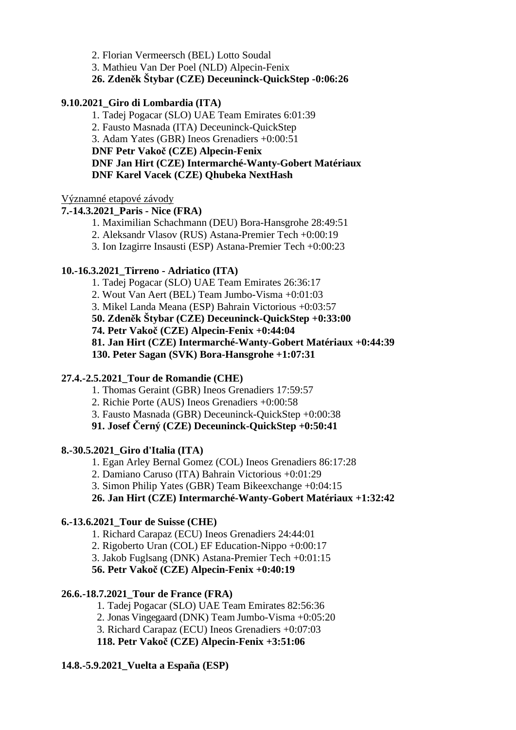2. Florian Vermeersch (BEL) Lotto Soudal
3. Mathieu Van Der Poel (NLD) Alpecin-Fenix
**26. Zdeněk Štybar (CZE) Deceuninck-QuickStep -0:06:26**

**9.10.2021_Giro di Lombardia (ITA)**

1. Tadej Pogacar (SLO) UAE Team Emirates 6:01:39
2. Fausto Masnada (ITA) Deceuninck-QuickStep
3. Adam Yates (GBR) Ineos Grenadiers +0:00:51

**DNF Petr Vakoč (CZE) Alpecin-Fenix**
**DNF Jan Hirt (CZE) Intermarché-Wanty-Gobert Matériaux**
**DNF Karel Vacek (CZE) Qhubeka NextHash**

<u>Významné etapové závody</u>

**7.-14.3.2021_Paris - Nice (FRA)**

1. Maximilian Schachmann (DEU) Bora-Hansgrohe 28:49:51
2. Aleksandr Vlasov (RUS) Astana-Premier Tech +0:00:19
3. Ion Izagirre Insausti (ESP) Astana-Premier Tech +0:00:23

**10.-16.3.2021_Tirreno - Adriatico (ITA)**

1. Tadej Pogacar (SLO) UAE Team Emirates 26:36:17
2. Wout Van Aert (BEL) Team Jumbo-Visma +0:01:03
3. Mikel Landa Meana (ESP) Bahrain Victorious +0:03:57

**50. Zdeněk Štybar (CZE) Deceuninck-QuickStep +0:33:00**
**74. Petr Vakoč (CZE) Alpecin-Fenix +0:44:04**
**81. Jan Hirt (CZE) Intermarché-Wanty-Gobert Matériaux +0:44:39**
**130. Peter Sagan (SVK) Bora-Hansgrohe +1:07:31**

**27.4.-2.5.2021_Tour de Romandie (CHE)**

1. Thomas Geraint (GBR) Ineos Grenadiers 17:59:57
2. Richie Porte (AUS) Ineos Grenadiers +0:00:58
3. Fausto Masnada (GBR) Deceuninck-QuickStep +0:00:38

**91. Josef Černý (CZE) Deceuninck-QuickStep +0:50:41**

**8.-30.5.2021_Giro d'Italia (ITA)**

1. Egan Arley Bernal Gomez (COL) Ineos Grenadiers 86:17:28
2. Damiano Caruso (ITA) Bahrain Victorious +0:01:29
3. Simon Philip Yates (GBR) Team Bikeexchange +0:04:15

**26. Jan Hirt (CZE) Intermarché-Wanty-Gobert Matériaux +1:32:42**

**6.-13.6.2021_Tour de Suisse (CHE)**

1. Richard Carapaz (ECU) Ineos Grenadiers 24:44:01
2. Rigoberto Uran (COL) EF Education-Nippo +0:00:17
3. Jakob Fuglsang (DNK) Astana-Premier Tech +0:01:15

**56. Petr Vakoč (CZE) Alpecin-Fenix +0:40:19**

**26.6.-18.7.2021_Tour de France (FRA)**

1. Tadej Pogacar (SLO) UAE Team Emirates 82:56:36
2. Jonas Vingegaard (DNK) Team Jumbo-Visma +0:05:20
3. Richard Carapaz (ECU) Ineos Grenadiers +0:07:03

**118. Petr Vakoč (CZE) Alpecin-Fenix +3:51:06**

**14.8.-5.9.2021_Vuelta a España (ESP)**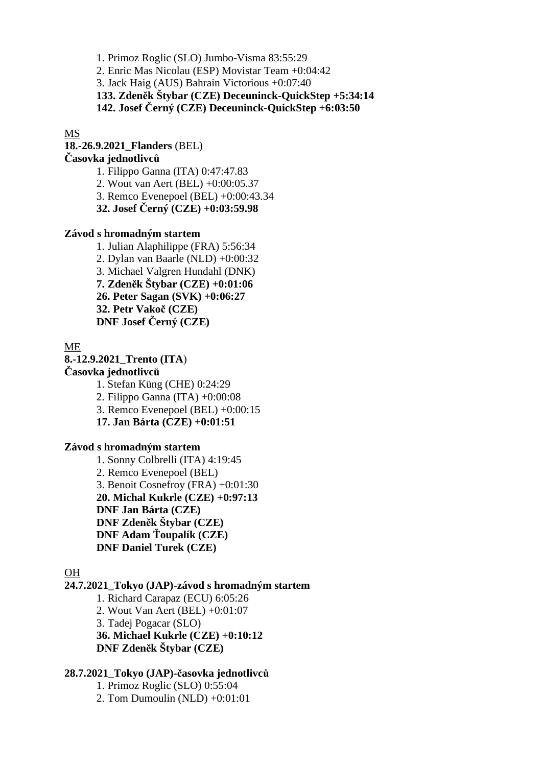1. Primoz Roglic (SLO) Jumbo-Visma 83:55:29
2. Enric Mas Nicolau (ESP) Movistar Team +0:04:42
3. Jack Haig (AUS) Bahrain Victorious +0:07:40

**133. Zdeněk Štybar (CZE) Deceuninck-QuickStep +5:34:14**
**142. Josef Černý (CZE) Deceuninck-QuickStep +6:03:50**

<u>MS</u>

**18.-26.9.2021_Flanders** (BEL)
**Časovka jednotlivců**

1. Filippo Ganna (ITA) 0:47:47.83
2. Wout van Aert (BEL) +0:00:05.37
3. Remco Evenepoel (BEL) +0:00:43.34

**32. Josef Černý (CZE) +0:03:59.98**

**Závod s hromadným startem**

1. Julian Alaphilippe (FRA) 5:56:34
2. Dylan van Baarle (NLD) +0:00:32
3. Michael Valgren Hundahl (DNK)

**7. Zdeněk Štybar (CZE) +0:01:06**
**26. Peter Sagan (SVK) +0:06:27**
**32. Petr Vakoč (CZE)**
**DNF Josef Černý (CZE)**

<u>ME</u>

**8.-12.9.2021_Trento (ITA**)
**Časovka jednotlivců**

1. Stefan Küng (CHE) 0:24:29
2. Filippo Ganna (ITA) +0:00:08
3. Remco Evenepoel (BEL) +0:00:15

**17. Jan Bárta (CZE) +0:01:51**

**Závod s hromadným startem**

1. Sonny Colbrelli (ITA) 4:19:45
2. Remco Evenepoel (BEL)
3. Benoit Cosnefroy (FRA) +0:01:30

**20. Michal Kukrle (CZE) +0:97:13**
**DNF Jan Bárta (CZE)**
**DNF Zdeněk Štybar (CZE)**
**DNF Adam Ťoupalík (CZE)**
**DNF Daniel Turek (CZE)**

<u>OH</u>

**24.7.2021_Tokyo (JAP)-závod s hromadným startem**

1. Richard Carapaz (ECU) 6:05:26
2. Wout Van Aert (BEL) +0:01:07
3. Tadej Pogacar (SLO)

**36. Michael Kukrle (CZE) +0:10:12**
**DNF Zdeněk Štybar (CZE)**

**28.7.2021_Tokyo (JAP)-časovka jednotlivců**

1. Primoz Roglic (SLO) 0:55:04
2. Tom Dumoulin (NLD) +0:01:01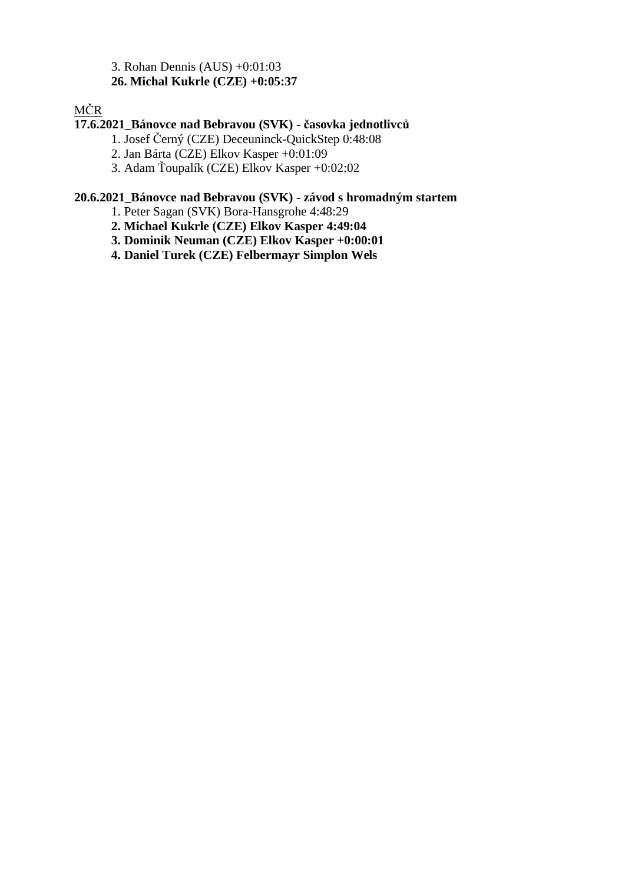3. Rohan Dennis (AUS) +0:01:03
**26. Michal Kukrle (CZE) +0:05:37**

<u>MČR</u>

**17.6.2021_Bánovce nad Bebravou (SVK) - časovka jednotlivců**

1. Josef Černý (CZE) Deceuninck-QuickStep 0:48:08
2. Jan Bárta (CZE) Elkov Kasper +0:01:09
3. Adam Ťoupalík (CZE) Elkov Kasper +0:02:02

**20.6.2021_Bánovce nad Bebravou (SVK) - závod s hromadným startem**

1. Peter Sagan (SVK) Bora-Hansgrohe 4:48:29
2. **Michael Kukrle (CZE) Elkov Kasper 4:49:04**
3. **Dominik Neuman (CZE) Elkov Kasper +0:00:01**
4. **Daniel Turek (CZE) Felbermayr Simplon Wels**